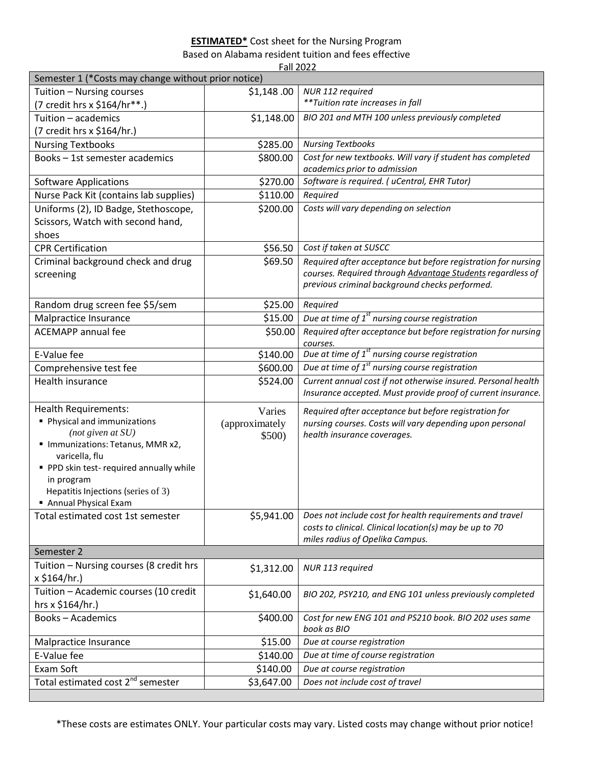**ESTIMATED*** Cost sheet for the Nursing Program
Based on Alabama resident tuition and fees effective
Fall 2022

| Semester 1 (*Costs may change without prior notice) | | |
|---|---|---|
| Tuition – Nursing courses (7 credit hrs x $164/hr**.) | $1,148 .00 | *NUR 112 required* *\*\*Tuition rate increases in fall* |
| Tuition – academics (7 credit hrs x $164/hr.) | $1,148.00 | *BIO 201 and MTH 100 unless previously completed* |
| Nursing Textbooks | $285.00 | *Nursing Textbooks* |
| Books – 1st semester academics | $800.00 | *Cost for new textbooks. Will vary if student has completed academics prior to admission* |
| Software Applications | $270.00 | *Software is required. ( uCentral, EHR Tutor)* |
| Nurse Pack Kit (contains lab supplies) | $110.00 | *Required* |
| Uniforms (2), ID Badge, Stethoscope, Scissors, Watch with second hand, shoes | $200.00 | *Costs will vary depending on selection* |
| CPR Certification | $56.50 | *Cost if taken at SUSCC* |
| Criminal background check and drug screening | $69.50 | *Required after acceptance but before registration for nursing courses. Required through Advantage Students regardless of previous criminal background checks performed.* |
| Random drug screen fee $5/sem | $25.00 | *Required* |
| Malpractice Insurance | $15.00 | *Due at time of 1st nursing course registration* |
| ACEMAPP annual fee | $50.00 | *Required after acceptance but before registration for nursing courses.* |
| E-Value fee | $140.00 | *Due at time of 1st nursing course registration* |
| Comprehensive test fee | $600.00 | *Due at time of 1st nursing course registration* |
| Health insurance | $524.00 | *Current annual cost if not otherwise insured. Personal health Insurance accepted. Must provide proof of current insurance.* |
| Health Requirements:<br>▪ Physical and immunizations *(not given at SU)*<br>▪ Immunizations: Tetanus, MMR x2, varicella, flu<br>▪ PPD skin test- required annually while in program<br>Hepatitis Injections (series of 3)<br>▪ Annual Physical Exam | Varies (approximately $500) | *Required after acceptance but before registration for nursing courses. Costs will vary depending upon personal health insurance coverages.* |
| Total estimated cost 1st semester | $5,941.00 | *Does not include cost for health requirements and travel costs to clinical. Clinical location(s) may be up to 70 miles radius of Opelika Campus.* |
| **Semester 2** | | |
| Tuition – Nursing courses (8 credit hrs x $164/hr.) | $1,312.00 | *NUR 113 required* |
| Tuition – Academic courses (10 credit hrs x $164/hr.) | $1,640.00 | *BIO 202, PSY210, and ENG 101 unless previously completed* |
| Books – Academics | $400.00 | *Cost for new ENG 101 and PS210 book. BIO 202 uses same book as BIO* |
| Malpractice Insurance | $15.00 | *Due at course registration* |
| E-Value fee | $140.00 | *Due at time of course registration* |
| Exam Soft | $140.00 | *Due at course registration* |
| Total estimated cost 2nd semester | $3,647.00 | *Does not include cost of travel* |

*These costs are estimates ONLY. Your particular costs may vary. Listed costs may change without prior notice!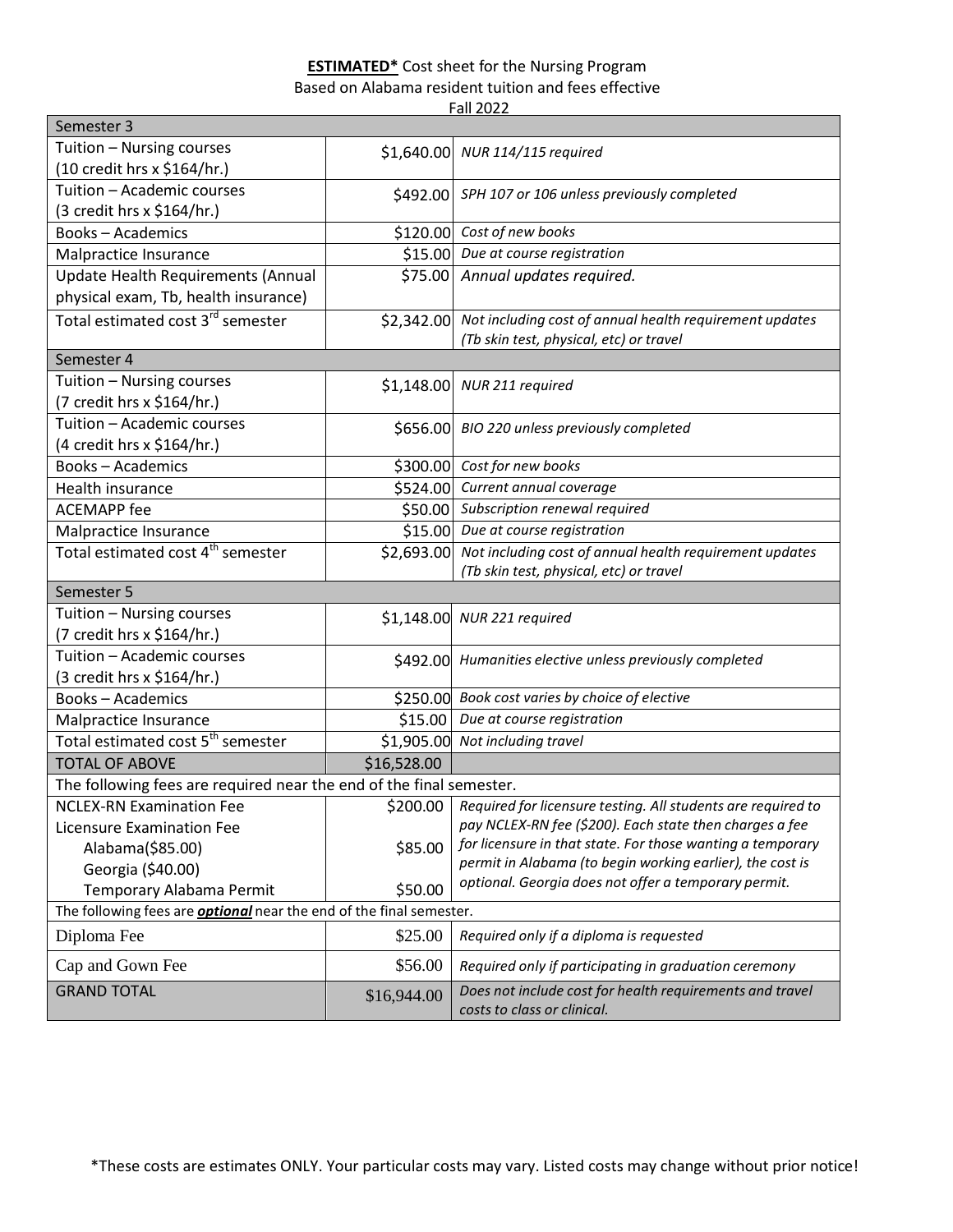**ESTIMATED*** Cost sheet for the Nursing Program
Based on Alabama resident tuition and fees effective
Fall 2022

| | | |
|---|---|---|
| Semester 3 | | |
| Tuition – Nursing courses (10 credit hrs x $164/hr.) | $1,640.00 | *NUR 114/115 required* |
| Tuition – Academic courses (3 credit hrs x $164/hr.) | $492.00 | *SPH 107 or 106 unless previously completed* |
| Books – Academics | $120.00 | *Cost of new books* |
| Malpractice Insurance | $15.00 | *Due at course registration* |
| Update Health Requirements (Annual physical exam, Tb, health insurance) | $75.00 | *Annual updates required.* |
| Total estimated cost 3rd semester | $2,342.00 | *Not including cost of annual health requirement updates (Tb skin test, physical, etc) or travel* |
| Semester 4 | | |
| Tuition – Nursing courses (7 credit hrs x $164/hr.) | $1,148.00 | *NUR 211 required* |
| Tuition – Academic courses (4 credit hrs x $164/hr.) | $656.00 | *BIO 220 unless previously completed* |
| Books – Academics | $300.00 | *Cost for new books* |
| Health insurance | $524.00 | *Current annual coverage* |
| ACEMAPP fee | $50.00 | *Subscription renewal required* |
| Malpractice Insurance | $15.00 | *Due at course registration* |
| Total estimated cost 4th semester | $2,693.00 | *Not including cost of annual health requirement updates (Tb skin test, physical, etc) or travel* |
| Semester 5 | | |
| Tuition – Nursing courses (7 credit hrs x $164/hr.) | $1,148.00 | *NUR 221 required* |
| Tuition – Academic courses (3 credit hrs x $164/hr.) | $492.00 | *Humanities elective unless previously completed* |
| Books – Academics | $250.00 | *Book cost varies by choice of elective* |
| Malpractice Insurance | $15.00 | *Due at course registration* |
| Total estimated cost 5th semester | $1,905.00 | *Not including travel* |
| TOTAL OF ABOVE | $16,528.00 | |
| The following fees are required near the end of the final semester. | | |
| NCLEX-RN Examination Fee | $200.00 | *Required for licensure testing. All students are required to pay NCLEX-RN fee ($200). Each state then charges a fee for licensure in that state. For those wanting a temporary permit in Alabama (to begin working earlier), the cost is optional. Georgia does not offer a temporary permit.* |
| Licensure Examination Fee | | |
| Alabama($85.00) | $85.00 | |
| Georgia ($40.00) | | |
| Temporary Alabama Permit | $50.00 | |
| The following fees are ***optional*** near the end of the final semester. | | |
| Diploma Fee | $25.00 | *Required only if a diploma is requested* |
| Cap and Gown Fee | $56.00 | *Required only if participating in graduation ceremony* |
| GRAND TOTAL | $16,944.00 | *Does not include cost for health requirements and travel costs to class or clinical.* |

*These costs are estimates ONLY. Your particular costs may vary. Listed costs may change without prior notice!